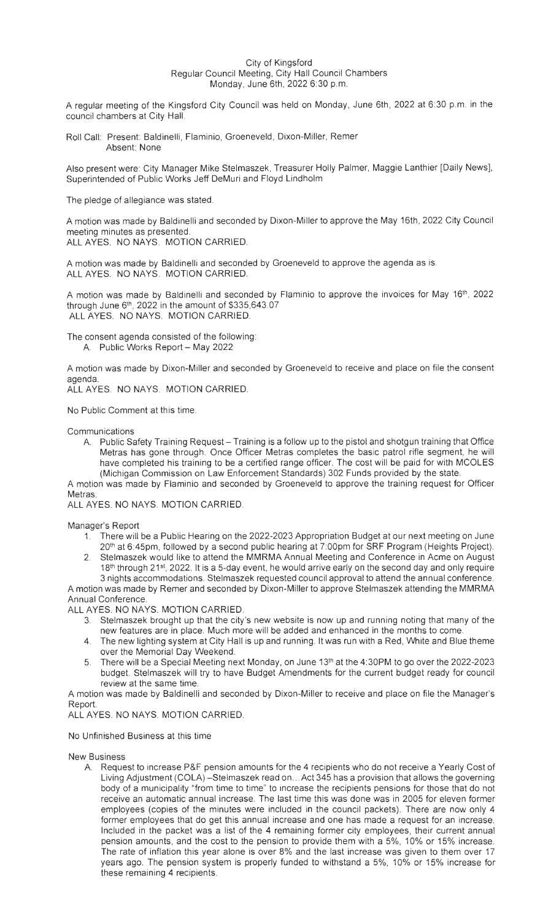City of Kingsford
Regular Council Meeting, City Hall Council Chambers
Monday, June 6th, 2022 6:30 p.m.

A regular meeting of the Kingsford City Council was held on Monday, June 6th, 2022 at 6:30 p.m. in the council chambers at City Hall.

Roll Call: Present: Baldinelli, Flaminio, Groeneveld, Dixon-Miller, Remer
Absent: None

Also present were: City Manager Mike Stelmaszek, Treasurer Holly Palmer, Maggie Lanthier [Daily News], Superintended of Public Works Jeff DeMuri and Floyd Lindholm

The pledge of allegiance was stated.

A motion was made by Baldinelli and seconded by Dixon-Miller to approve the May 16th, 2022 City Council meeting minutes as presented.
ALL AYES. NO NAYS. MOTION CARRIED.

A motion was made by Baldinelli and seconded by Groeneveld to approve the agenda as is.
ALL AYES. NO NAYS. MOTION CARRIED.

A motion was made by Baldinelli and seconded by Flaminio to approve the invoices for May 16th, 2022 through June 6th, 2022 in the amount of $335,643.07
ALL AYES. NO NAYS. MOTION CARRIED.

The consent agenda consisted of the following:

A. Public Works Report – May 2022

A motion was made by Dixon-Miller and seconded by Groeneveld to receive and place on file the consent agenda.
ALL AYES. NO NAYS. MOTION CARRIED.

No Public Comment at this time.

Communications

A. Public Safety Training Request – Training is a follow up to the pistol and shotgun training that Office Metras has gone through. Once Officer Metras completes the basic patrol rifle segment, he will have completed his training to be a certified range officer. The cost will be paid for with MCOLES (Michigan Commission on Law Enforcement Standards) 302 Funds provided by the state.

A motion was made by Flaminio and seconded by Groeneveld to approve the training request for Officer Metras.
ALL AYES. NO NAYS. MOTION CARRIED.

Manager's Report

1. There will be a Public Hearing on the 2022-2023 Appropriation Budget at our next meeting on June 20th at 6:45pm, followed by a second public hearing at 7:00pm for SRF Program (Heights Project).
2. Stelmaszek would like to attend the MMRMA Annual Meeting and Conference in Acme on August 18th through 21st, 2022. It is a 5-day event, he would arrive early on the second day and only require 3 nights accommodations. Stelmaszek requested council approval to attend the annual conference.

A motion was made by Remer and seconded by Dixon-Miller to approve Stelmaszek attending the MMRMA Annual Conference.
ALL AYES. NO NAYS. MOTION CARRIED.

3. Stelmaszek brought up that the city's new website is now up and running noting that many of the new features are in place. Much more will be added and enhanced in the months to come.
4. The new lighting system at City Hall is up and running. It was run with a Red, White and Blue theme over the Memorial Day Weekend.
5. There will be a Special Meeting next Monday, on June 13th at the 4:30PM to go over the 2022-2023 budget. Stelmaszek will try to have Budget Amendments for the current budget ready for council review at the same time.

A motion was made by Baldinelli and seconded by Dixon-Miller to receive and place on file the Manager's Report.
ALL AYES. NO NAYS. MOTION CARRIED.

No Unfinished Business at this time

New Business

A. Request to increase P&F pension amounts for the 4 recipients who do not receive a Yearly Cost of Living Adjustment (COLA) –Stelmaszek read on… Act 345 has a provision that allows the governing body of a municipality "from time to time" to increase the recipients pensions for those that do not receive an automatic annual increase. The last time this was done was in 2005 for eleven former employees (copies of the minutes were included in the council packets). There are now only 4 former employees that do get this annual increase and one has made a request for an increase. Included in the packet was a list of the 4 remaining former city employees, their current annual pension amounts, and the cost to the pension to provide them with a 5%, 10% or 15% increase. The rate of inflation this year alone is over 8% and the last increase was given to them over 17 years ago. The pension system is properly funded to withstand a 5%, 10% or 15% increase for these remaining 4 recipients.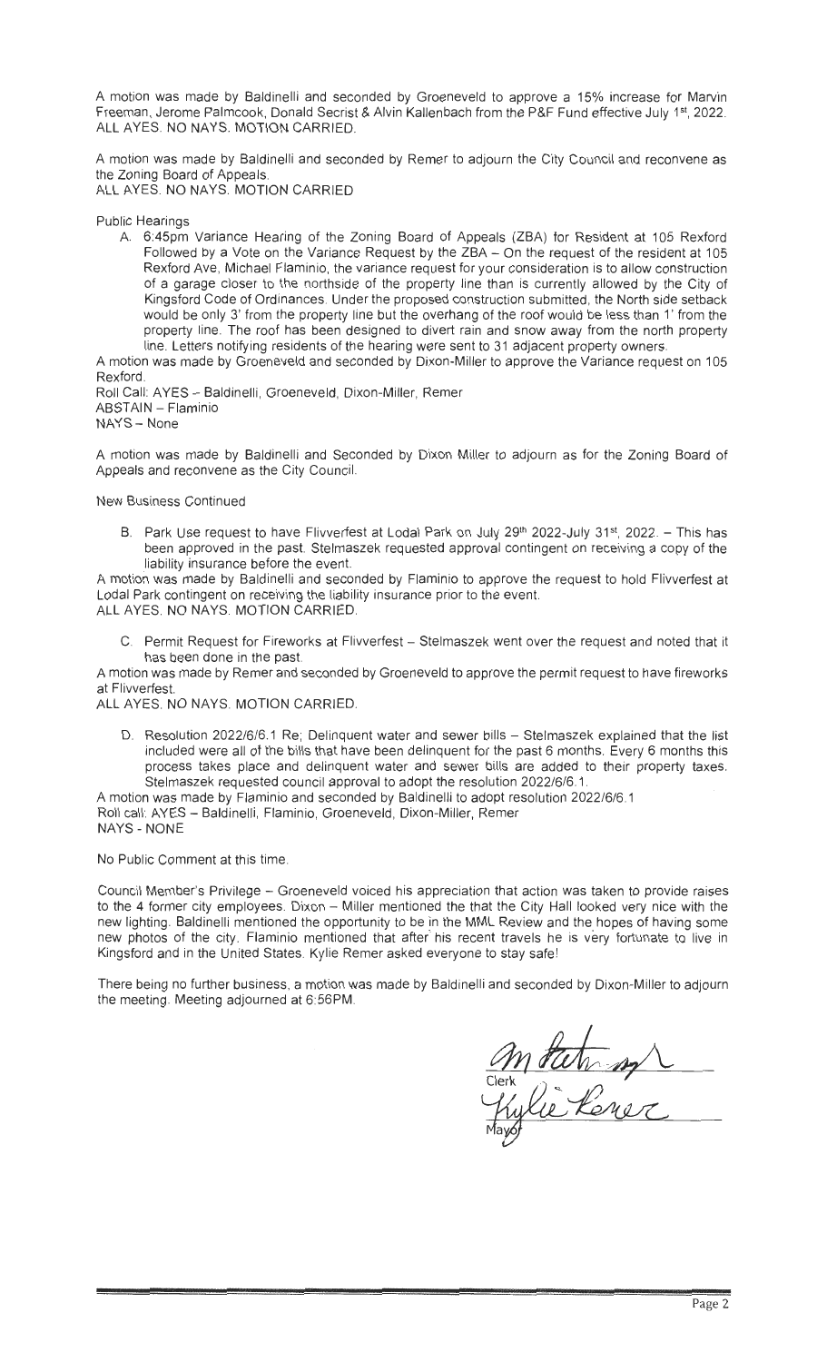A motion was made by Baldinelli and seconded by Groeneveld to approve a 15% increase for Marvin Freeman, Jerome Palmcook, Donald Secrist & Alvin Kallenbach from the P&F Fund effective July 1st, 2022. ALL AYES. NO NAYS. MOTION CARRIED.

A motion was made by Baldinelli and seconded by Remer to adjourn the City Council and reconvene as the Zoning Board of Appeals.
ALL AYES. NO NAYS. MOTION CARRIED

Public Hearings

A. 6:45pm Variance Hearing of the Zoning Board of Appeals (ZBA) for Resident at 105 Rexford Followed by a Vote on the Variance Request by the ZBA – On the request of the resident at 105 Rexford Ave, Michael Flaminio, the variance request for your consideration is to allow construction of a garage closer to the northside of the property line than is currently allowed by the City of Kingsford Code of Ordinances. Under the proposed construction submitted, the North side setback would be only 3' from the property line but the overhang of the roof would be less than 1' from the property line. The roof has been designed to divert rain and snow away from the north property line. Letters notifying residents of the hearing were sent to 31 adjacent property owners.

A motion was made by Groeneveld and seconded by Dixon-Miller to approve the Variance request on 105 Rexford.
Roll Call: AYES – Baldinelli, Groeneveld, Dixon-Miller, Remer
ABSTAIN – Flaminio
NAYS – None

A motion was made by Baldinelli and Seconded by Dixon Miller to adjourn as for the Zoning Board of Appeals and reconvene as the City Council.

New Business Continued

B. Park Use request to have Flivverfest at Lodal Park on July 29th 2022-July 31st, 2022. – This has been approved in the past. Stelmaszek requested approval contingent on receiving a copy of the liability insurance before the event.

A motion was made by Baldinelli and seconded by Flaminio to approve the request to hold Flivverfest at Lodal Park contingent on receiving the liability insurance prior to the event.
ALL AYES. NO NAYS. MOTION CARRIED.

C. Permit Request for Fireworks at Flivverfest – Stelmaszek went over the request and noted that it has been done in the past.

A motion was made by Remer and seconded by Groeneveld to approve the permit request to have fireworks at Flivverfest.
ALL AYES. NO NAYS. MOTION CARRIED.

D. Resolution 2022/6/6.1 Re; Delinquent water and sewer bills – Stelmaszek explained that the list included were all of the bills that have been delinquent for the past 6 months. Every 6 months this process takes place and delinquent water and sewer bills are added to their property taxes. Stelmaszek requested council approval to adopt the resolution 2022/6/6.1.

A motion was made by Flaminio and seconded by Baldinelli to adopt resolution 2022/6/6.1
Roll call: AYES – Baldinelli, Flaminio, Groeneveld, Dixon-Miller, Remer
NAYS - NONE

No Public Comment at this time.

Council Member's Privilege – Groeneveld voiced his appreciation that action was taken to provide raises to the 4 former city employees. Dixon – Miller mentioned the that the City Hall looked very nice with the new lighting. Baldinelli mentioned the opportunity to be in the MML Review and the hopes of having some new photos of the city. Flaminio mentioned that after his recent travels he is very fortunate to live in Kingsford and in the United States. Kylie Remer asked everyone to stay safe!

There being no further business, a motion was made by Baldinelli and seconded by Dixon-Miller to adjourn the meeting. Meeting adjourned at 6:56PM.

Clerk

Mayor